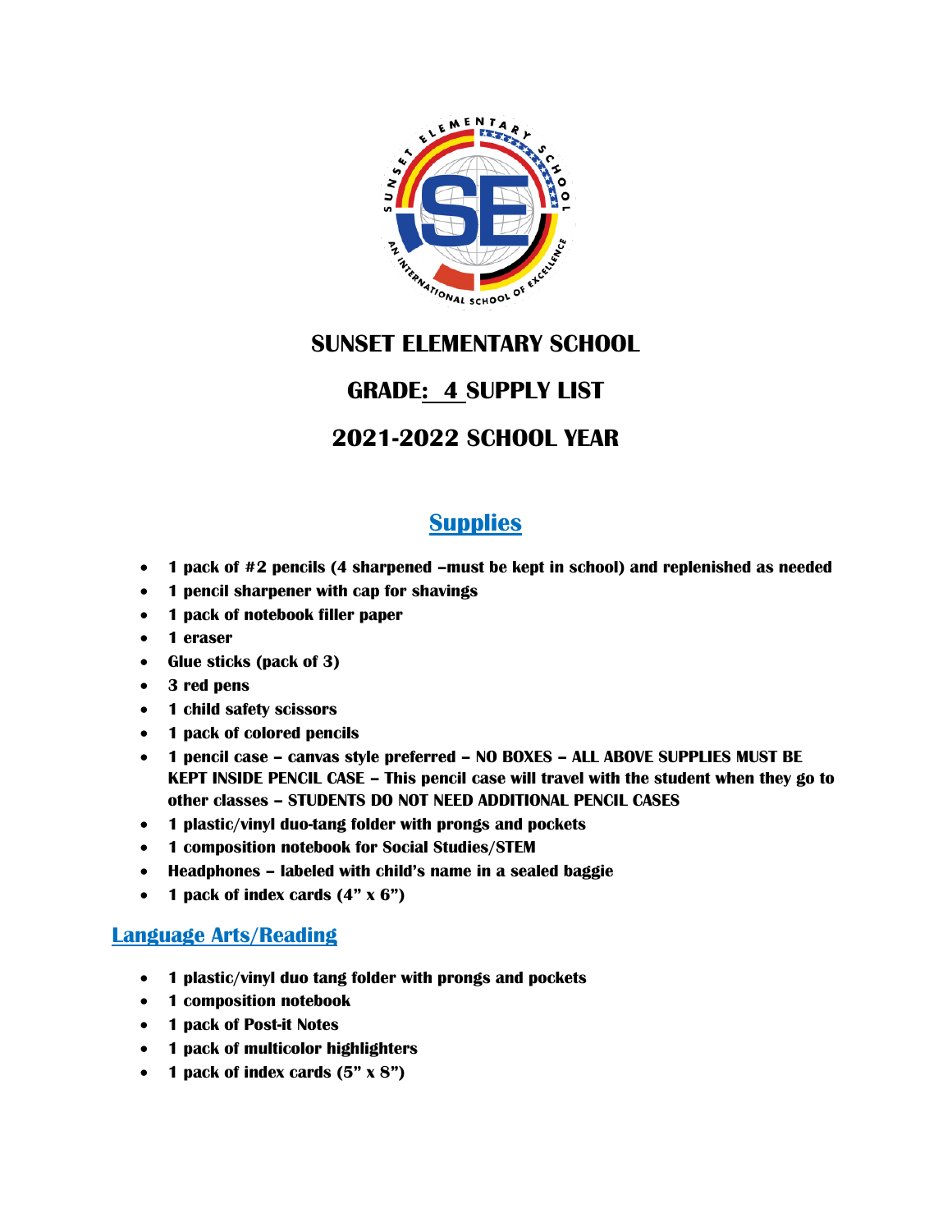# SUNSET ELEMENTARY SCHOOL

## GRADE: 4 SUPPLY LIST

## 2021-2022 SCHOOL YEAR

## Supplies

- 1 pack of #2 pencils (4 sharpened –must be kept in school) and replenished as needed
- 1 pencil sharpener with cap for shavings
- 1 pack of notebook filler paper
- 1 eraser
- Glue sticks (pack of 3)
- 3 red pens
- 1 child safety scissors
- 1 pack of colored pencils
- 1 pencil case – canvas style preferred – NO BOXES – ALL ABOVE SUPPLIES MUST BE KEPT INSIDE PENCIL CASE – This pencil case will travel with the student when they go to other classes – STUDENTS DO NOT NEED ADDITIONAL PENCIL CASES
- 1 plastic/vinyl duo-tang folder with prongs and pockets
- 1 composition notebook for Social Studies/STEM
- Headphones – labeled with child's name in a sealed baggie
- 1 pack of index cards (4" x 6")

### Language Arts/Reading

- 1 plastic/vinyl duo tang folder with prongs and pockets
- 1 composition notebook
- 1 pack of Post-it Notes
- 1 pack of multicolor highlighters
- 1 pack of index cards (5" x 8")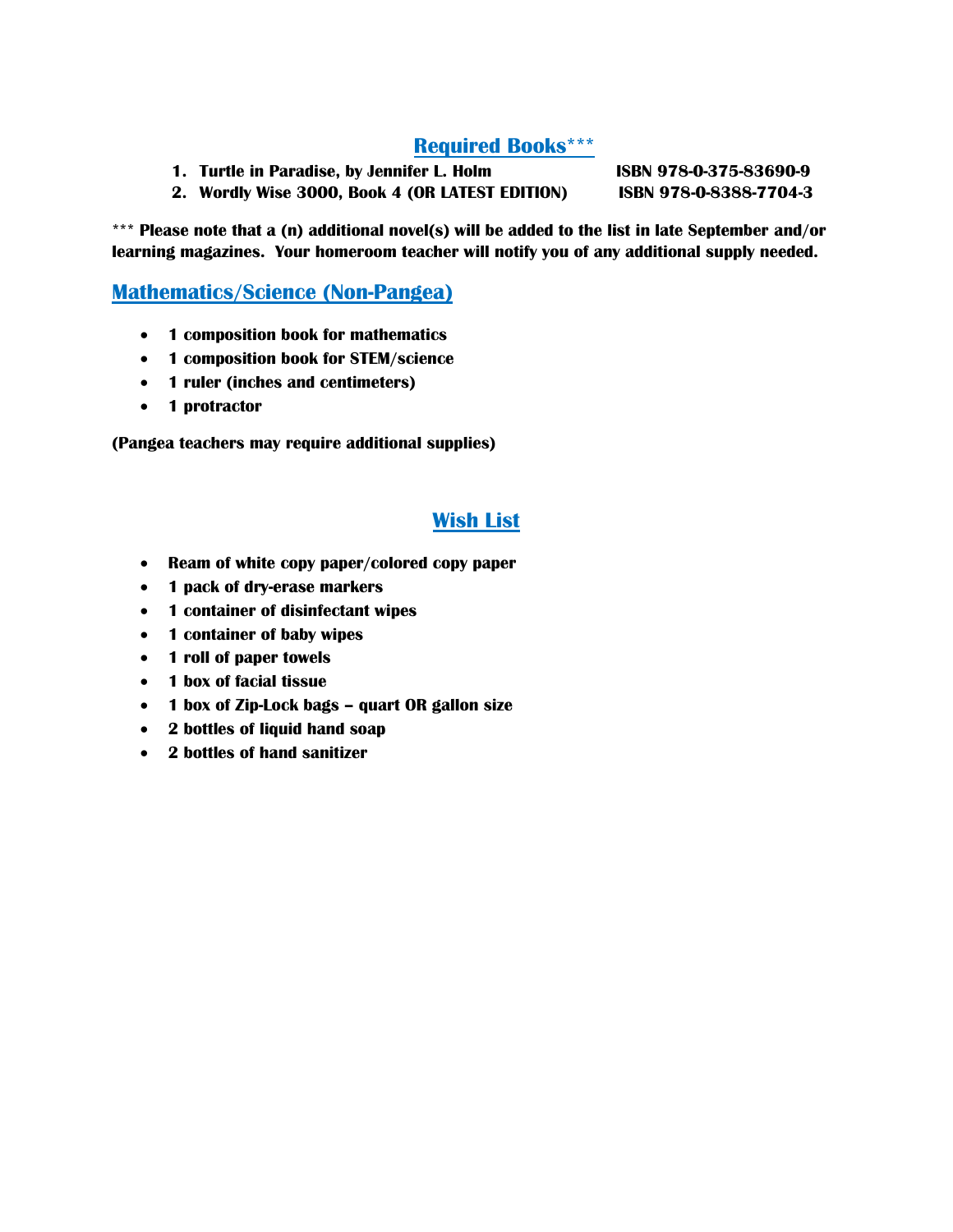## Required Books***

1. **Turtle in Paradise, by Jennifer L. Holm** — **ISBN 978-0-375-83690-9**
2. **Wordly Wise 3000, Book 4 (OR LATEST EDITION)** — **ISBN 978-0-8388-7704-3**

*** **Please note that a (n) additional novel(s) will be added to the list in late September and/or learning magazines. Your homeroom teacher will notify you of any additional supply needed.**

## Mathematics/Science (Non-Pangea)

- **1 composition book for mathematics**
- **1 composition book for STEM/science**
- **1 ruler (inches and centimeters)**
- **1 protractor**

**(Pangea teachers may require additional supplies)**

## Wish List

- **Ream of white copy paper/colored copy paper**
- **1 pack of dry-erase markers**
- **1 container of disinfectant wipes**
- **1 container of baby wipes**
- **1 roll of paper towels**
- **1 box of facial tissue**
- **1 box of Zip-Lock bags – quart OR gallon size**
- **2 bottles of liquid hand soap**
- **2 bottles of hand sanitizer**